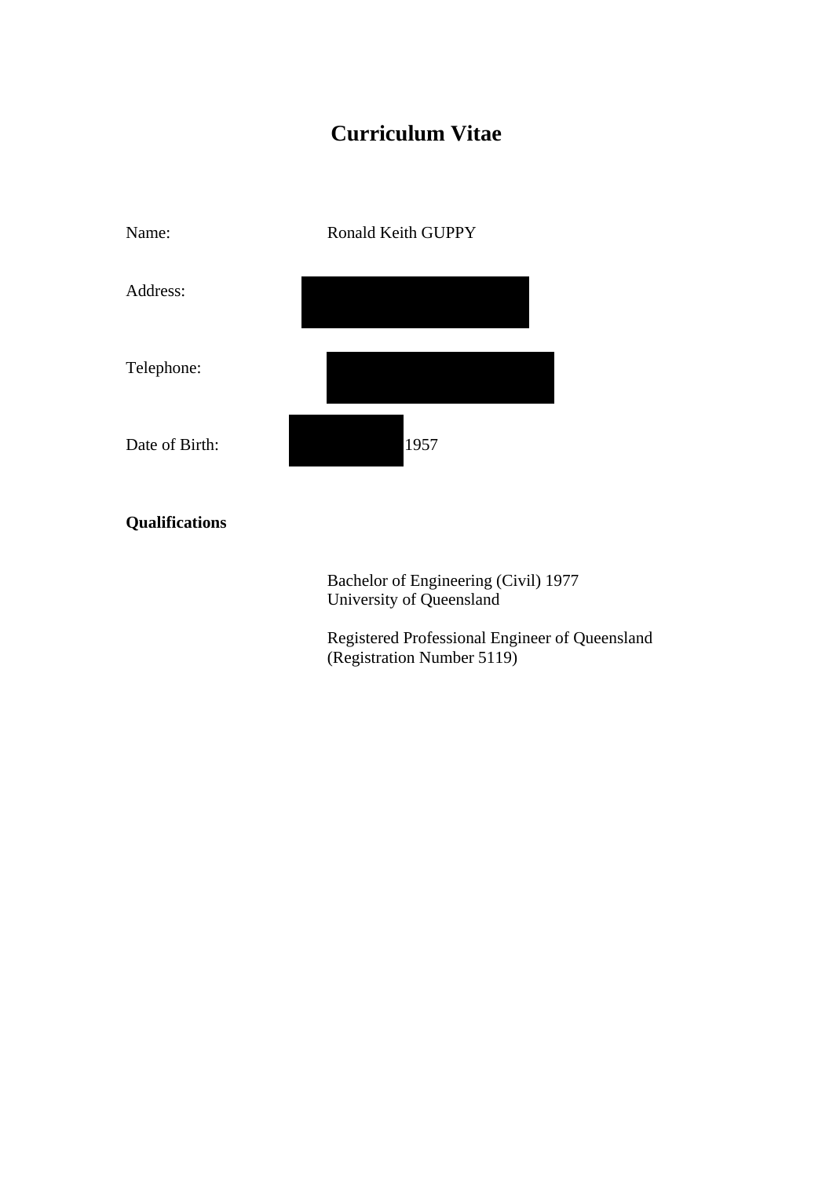# Curriculum Vitae

Name: Ronald Keith GUPPY

Address:

Telephone:

Date of Birth: 1957

**Qualifications**

Bachelor of Engineering (Civil) 1977
University of Queensland

Registered Professional Engineer of Queensland
(Registration Number 5119)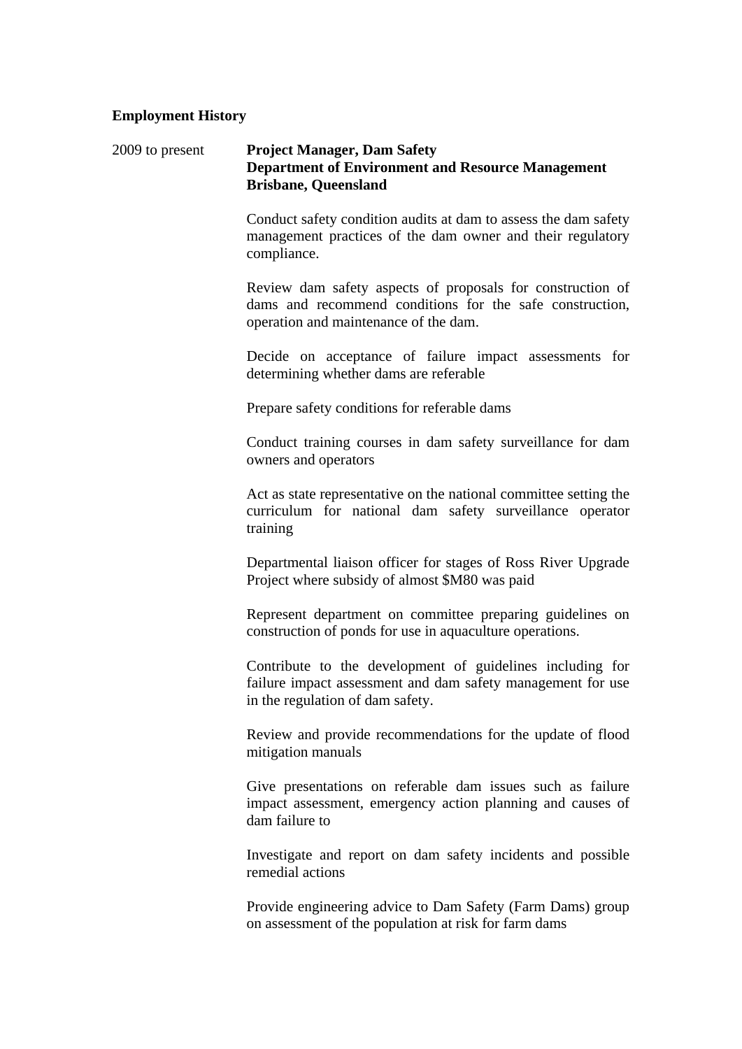**Employment History**

2009 to present

**Project Manager, Dam Safety**
**Department of Environment and Resource Management**
**Brisbane, Queensland**

Conduct safety condition audits at dam to assess the dam safety management practices of the dam owner and their regulatory compliance.

Review dam safety aspects of proposals for construction of dams and recommend conditions for the safe construction, operation and maintenance of the dam.

Decide on acceptance of failure impact assessments for determining whether dams are referable

Prepare safety conditions for referable dams

Conduct training courses in dam safety surveillance for dam owners and operators

Act as state representative on the national committee setting the curriculum for national dam safety surveillance operator training

Departmental liaison officer for stages of Ross River Upgrade Project where subsidy of almost $M80 was paid

Represent department on committee preparing guidelines on construction of ponds for use in aquaculture operations.

Contribute to the development of guidelines including for failure impact assessment and dam safety management for use in the regulation of dam safety.

Review and provide recommendations for the update of flood mitigation manuals

Give presentations on referable dam issues such as failure impact assessment, emergency action planning and causes of dam failure to

Investigate and report on dam safety incidents and possible remedial actions

Provide engineering advice to Dam Safety (Farm Dams) group on assessment of the population at risk for farm dams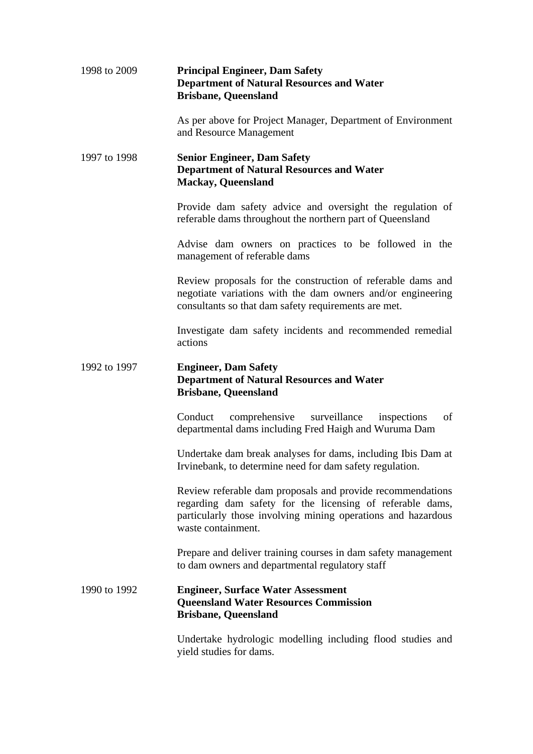1998 to 2009 **Principal Engineer, Dam Safety**
**Department of Natural Resources and Water**
**Brisbane, Queensland**

As per above for Project Manager, Department of Environment and Resource Management

1997 to 1998 **Senior Engineer, Dam Safety**
**Department of Natural Resources and Water**
**Mackay, Queensland**

Provide dam safety advice and oversight the regulation of referable dams throughout the northern part of Queensland

Advise dam owners on practices to be followed in the management of referable dams

Review proposals for the construction of referable dams and negotiate variations with the dam owners and/or engineering consultants so that dam safety requirements are met.

Investigate dam safety incidents and recommended remedial actions

1992 to 1997 **Engineer, Dam Safety**
**Department of Natural Resources and Water**
**Brisbane, Queensland**

Conduct comprehensive surveillance inspections of departmental dams including Fred Haigh and Wuruma Dam

Undertake dam break analyses for dams, including Ibis Dam at Irvinebank, to determine need for dam safety regulation.

Review referable dam proposals and provide recommendations regarding dam safety for the licensing of referable dams, particularly those involving mining operations and hazardous waste containment.

Prepare and deliver training courses in dam safety management to dam owners and departmental regulatory staff

1990 to 1992 **Engineer, Surface Water Assessment**
**Queensland Water Resources Commission**
**Brisbane, Queensland**

Undertake hydrologic modelling including flood studies and yield studies for dams.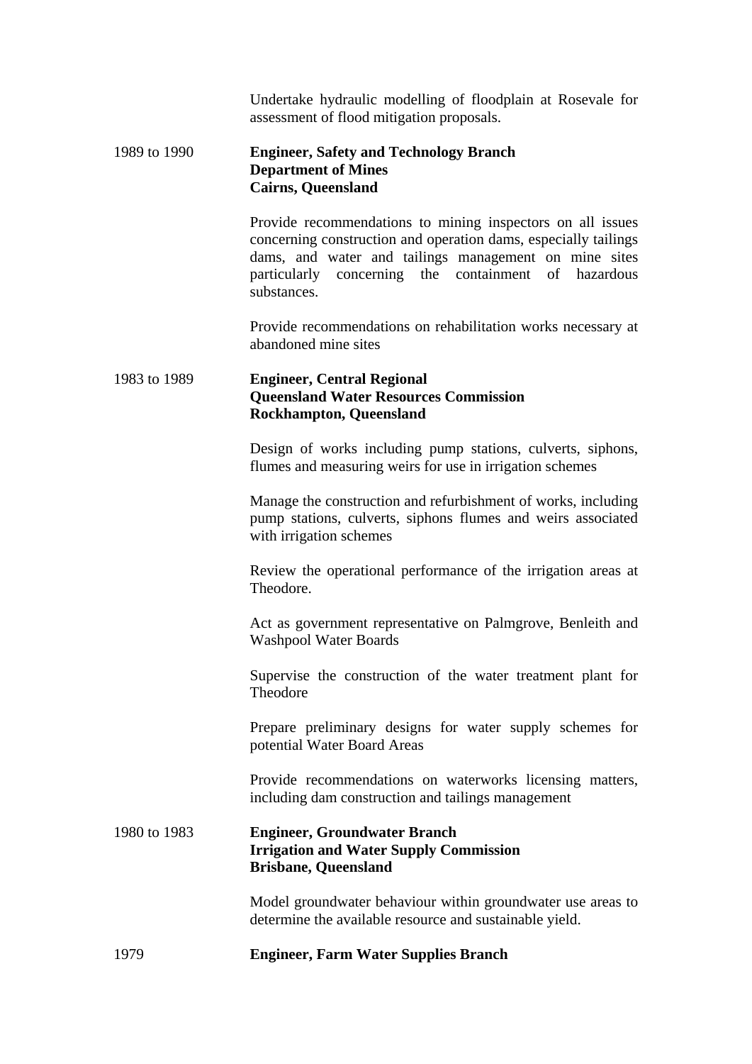Undertake hydraulic modelling of floodplain at Rosevale for assessment of flood mitigation proposals.

1989 to 1990

**Engineer, Safety and Technology Branch**
**Department of Mines**
**Cairns, Queensland**

Provide recommendations to mining inspectors on all issues concerning construction and operation dams, especially tailings dams, and water and tailings management on mine sites particularly concerning the containment of hazardous substances.

Provide recommendations on rehabilitation works necessary at abandoned mine sites

1983 to 1989

**Engineer, Central Regional**
**Queensland Water Resources Commission**
**Rockhampton, Queensland**

Design of works including pump stations, culverts, siphons, flumes and measuring weirs for use in irrigation schemes

Manage the construction and refurbishment of works, including pump stations, culverts, siphons flumes and weirs associated with irrigation schemes

Review the operational performance of the irrigation areas at Theodore.

Act as government representative on Palmgrove, Benleith and Washpool Water Boards

Supervise the construction of the water treatment plant for Theodore

Prepare preliminary designs for water supply schemes for potential Water Board Areas

Provide recommendations on waterworks licensing matters, including dam construction and tailings management

1980 to 1983

**Engineer, Groundwater Branch**
**Irrigation and Water Supply Commission**
**Brisbane, Queensland**

Model groundwater behaviour within groundwater use areas to determine the available resource and sustainable yield.

1979

**Engineer, Farm Water Supplies Branch**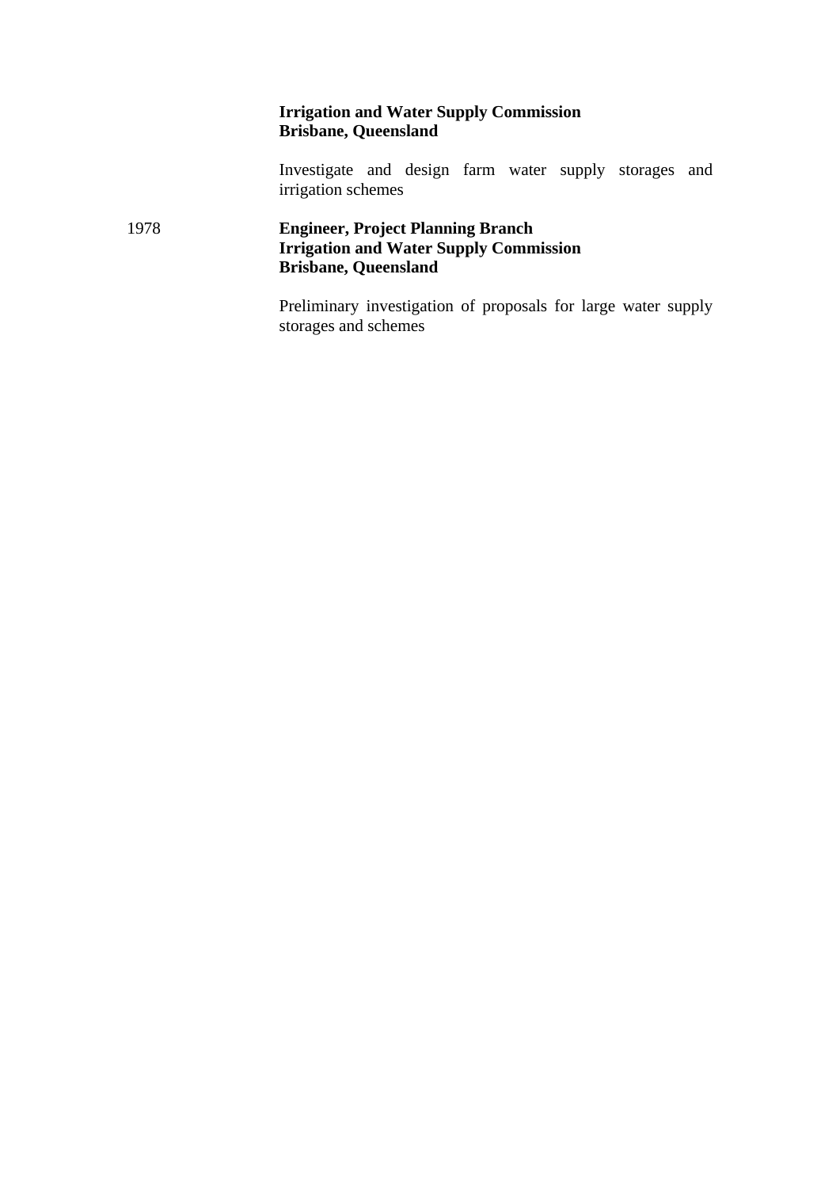**Irrigation and Water Supply Commission**
**Brisbane, Queensland**

Investigate and design farm water supply storages and irrigation schemes

1978

**Engineer, Project Planning Branch**
**Irrigation and Water Supply Commission**
**Brisbane, Queensland**

Preliminary investigation of proposals for large water supply storages and schemes